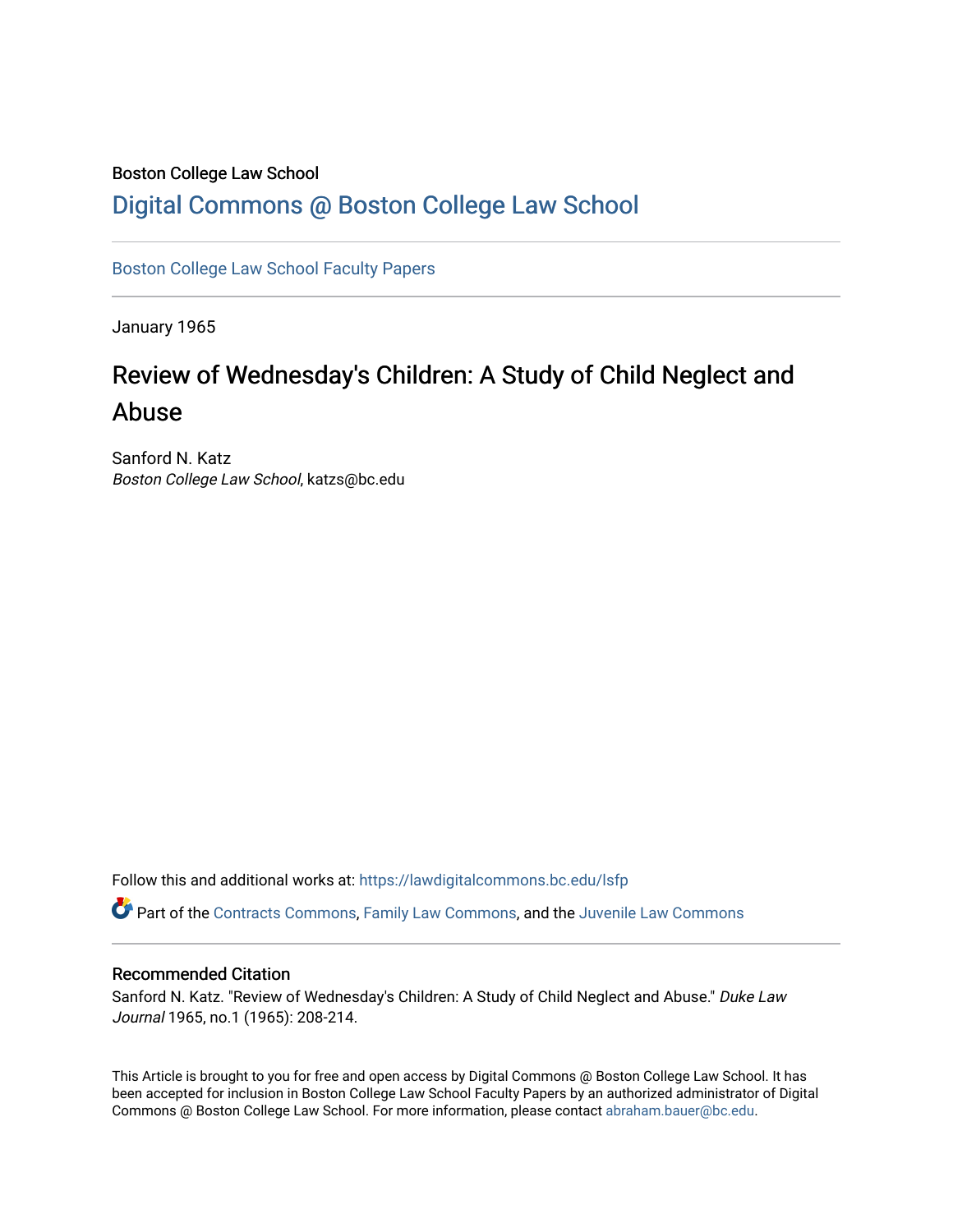Boston College Law School

# Digital Commons @ Boston College Law School

Boston College Law School Faculty Papers

January 1965

# Review of Wednesday's Children: A Study of Child Neglect and Abuse

Sanford N. Katz
*Boston College Law School*, katzs@bc.edu

Follow this and additional works at: https://lawdigitalcommons.bc.edu/lsfp

Part of the Contracts Commons, Family Law Commons, and the Juvenile Law Commons

## Recommended Citation

Sanford N. Katz. "Review of Wednesday's Children: A Study of Child Neglect and Abuse." *Duke Law Journal* 1965, no.1 (1965): 208-214.

This Article is brought to you for free and open access by Digital Commons @ Boston College Law School. It has been accepted for inclusion in Boston College Law School Faculty Papers by an authorized administrator of Digital Commons @ Boston College Law School. For more information, please contact abraham.bauer@bc.edu.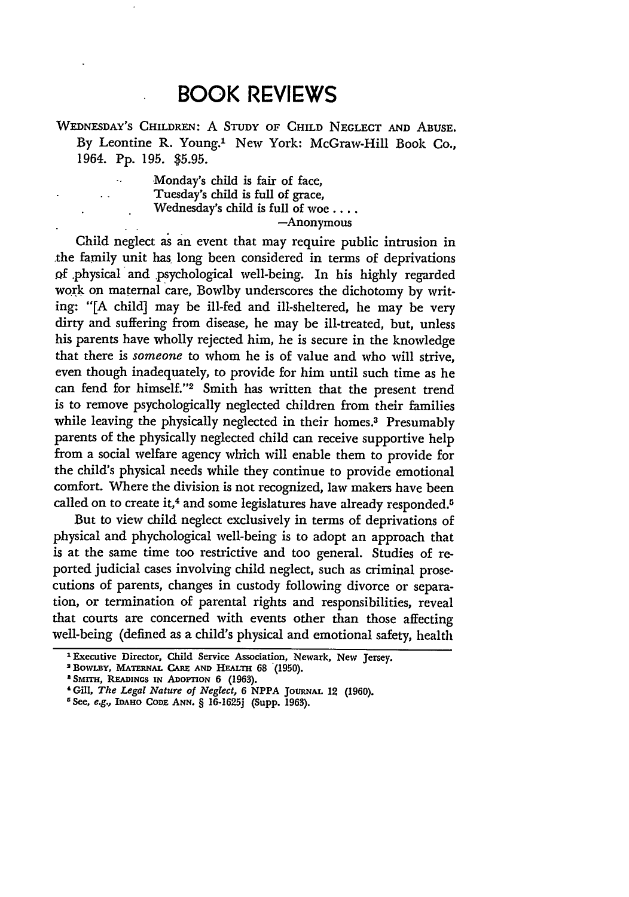# BOOK REVIEWS

WEDNESDAY'S CHILDREN: A STUDY OF CHILD NEGLECT AND ABUSE. By Leontine R. Young.[1] New York: McGraw-Hill Book Co., 1964. Pp. 195. $5.95.

> Monday's child is fair of face,
> Tuesday's child is full of grace,
> Wednesday's child is full of woe . . . .
>
> —Anonymous

Child neglect as an event that may require public intrusion in the family unit has long been considered in terms of deprivations of physical and psychological well-being. In his highly regarded work on maternal care, Bowlby underscores the dichotomy by writing: "[A child] may be ill-fed and ill-sheltered, he may be very dirty and suffering from disease, he may be ill-treated, but, unless his parents have wholly rejected him, he is secure in the knowledge that there is *someone* to whom he is of value and who will strive, even though inadequately, to provide for him until such time as he can fend for himself."[2] Smith has written that the present trend is to remove psychologically neglected children from their families while leaving the physically neglected in their homes.[3] Presumably parents of the physically neglected child can receive supportive help from a social welfare agency which will enable them to provide for the child's physical needs while they continue to provide emotional comfort. Where the division is not recognized, law makers have been called on to create it,[4] and some legislatures have already responded.[5]

But to view child neglect exclusively in terms of deprivations of physical and phychological well-being is to adopt an approach that is at the same time too restrictive and too general. Studies of reported judicial cases involving child neglect, such as criminal prosecutions of parents, changes in custody following divorce or separation, or termination of parental rights and responsibilities, reveal that courts are concerned with events other than those affecting well-being (defined as a child's physical and emotional safety, health

---

[1] Executive Director, Child Service Association, Newark, New Jersey.

[2] BOWLBY, MATERNAL CARE AND HEALTH 68 (1950).

[3] SMITH, READINGS IN ADOPTION 6 (1963).

[4] Gill, *The Legal Nature of Neglect*, 6 NPPA JOURNAL 12 (1960).

[5] See, *e.g.*, IDAHO CODE ANN. § 16-1625j (Supp. 1963).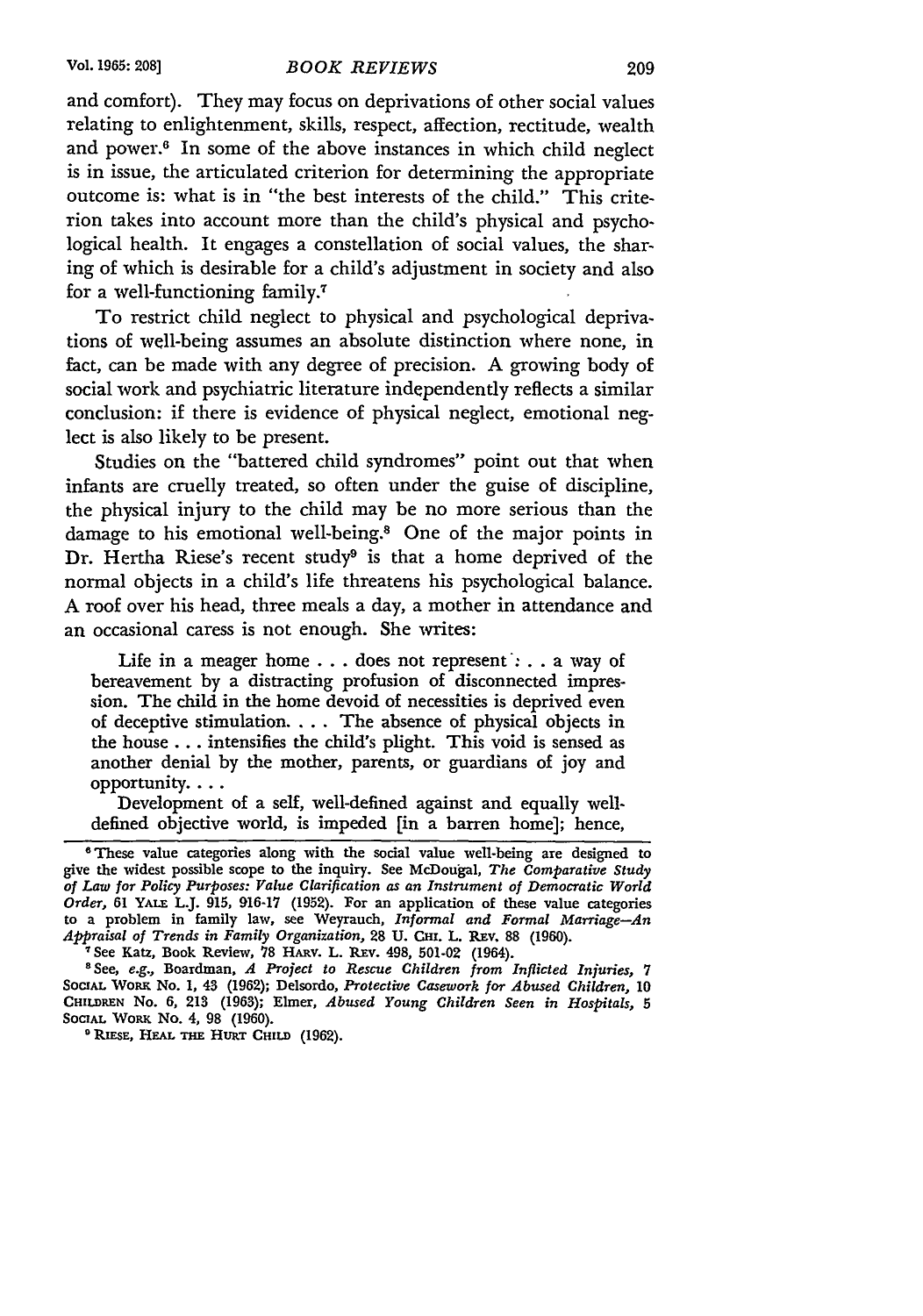and comfort). They may focus on deprivations of other social values relating to enlightenment, skills, respect, affection, rectitude, wealth and power.[6] In some of the above instances in which child neglect is in issue, the articulated criterion for determining the appropriate outcome is: what is in "the best interests of the child." This criterion takes into account more than the child's physical and psychological health. It engages a constellation of social values, the sharing of which is desirable for a child's adjustment in society and also for a well-functioning family.[7]

To restrict child neglect to physical and psychological deprivations of well-being assumes an absolute distinction where none, in fact, can be made with any degree of precision. A growing body of social work and psychiatric literature independently reflects a similar conclusion: if there is evidence of physical neglect, emotional neglect is also likely to be present.

Studies on the "battered child syndromes" point out that when infants are cruelly treated, so often under the guise of discipline, the physical injury to the child may be no more serious than the damage to his emotional well-being.[8] One of the major points in Dr. Hertha Riese's recent study[9] is that a home deprived of the normal objects in a child's life threatens his psychological balance. A roof over his head, three meals a day, a mother in attendance and an occasional caress is not enough. She writes:

> Life in a meager home . . . does not represent . . . a way of bereavement by a distracting profusion of disconnected impression. The child in the home devoid of necessities is deprived even of deceptive stimulation. . . . The absence of physical objects in the house . . . intensifies the child's plight. This void is sensed as another denial by the mother, parents, or guardians of joy and opportunity. . . .
>
> Development of a self, well-defined against and equally well-defined objective world, is impeded [in a barren home]; hence,

---

[6] These value categories along with the social value well-being are designed to give the widest possible scope to the inquiry. See McDougal, *The Comparative Study of Law for Policy Purposes: Value Clarification as an Instrument of Democratic World Order*, 61 YALE L.J. 915, 916-17 (1952). For an application of these value categories to a problem in family law, see Weyrauch, *Informal and Formal Marriage—An Appraisal of Trends in Family Organization*, 28 U. CHI. L. REV. 88 (1960).

[7] See Katz, Book Review, 78 HARV. L. REV. 498, 501-02 (1964).

[8] See, *e.g.*, Boardman, *A Project to Rescue Children from Inflicted Injuries*, 7 SOCIAL WORK No. 1, 43 (1962); Delsordo, *Protective Casework for Abused Children*, 10 CHILDREN No. 6, 213 (1963); Elmer, *Abused Young Children Seen in Hospitals*, 5 SOCIAL WORK No. 4, 98 (1960).

[9] RIESE, HEAL THE HURT CHILD (1962).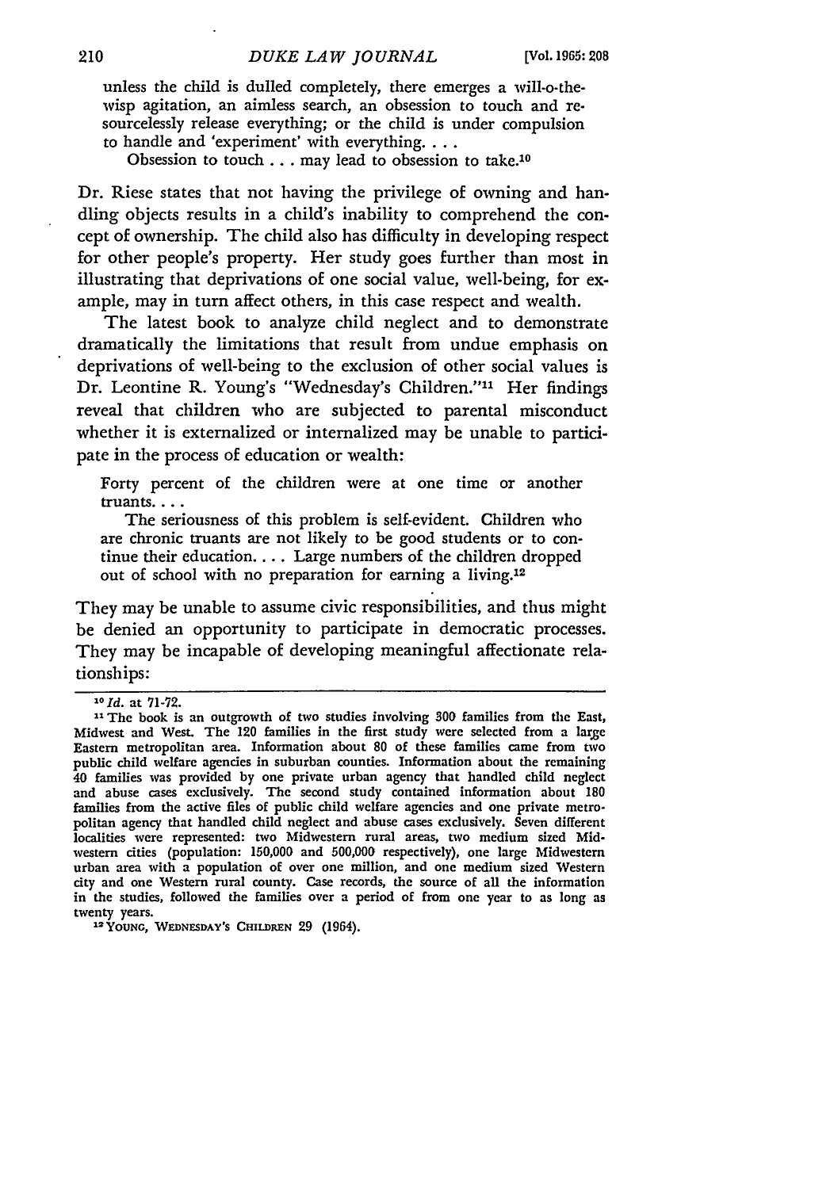> unless the child is dulled completely, there emerges a will-o-the-wisp agitation, an aimless search, an obsession to touch and resourcelessly release everything; or the child is under compulsion to handle and 'experiment' with everything. . . .
>
> Obsession to touch . . . may lead to obsession to take.[10]

Dr. Riese states that not having the privilege of owning and handling objects results in a child's inability to comprehend the concept of ownership. The child also has difficulty in developing respect for other people's property. Her study goes further than most in illustrating that deprivations of one social value, well-being, for example, may in turn affect others, in this case respect and wealth.

The latest book to analyze child neglect and to demonstrate dramatically the limitations that result from undue emphasis on deprivations of well-being to the exclusion of other social values is Dr. Leontine R. Young's "Wednesday's Children."[11] Her findings reveal that children who are subjected to parental misconduct whether it is externalized or internalized may be unable to participate in the process of education or wealth:

> Forty percent of the children were at one time or another truants. . . .
>
> The seriousness of this problem is self-evident. Children who are chronic truants are not likely to be good students or to continue their education. . . . Large numbers of the children dropped out of school with no preparation for earning a living.[12]

They may be unable to assume civic responsibilities, and thus might be denied an opportunity to participate in democratic processes. They may be incapable of developing meaningful affectionate relationships:

---

[10] *Id.* at 71-72.

[11] The book is an outgrowth of two studies involving 300 families from the East, Midwest and West. The 120 families in the first study were selected from a large Eastern metropolitan area. Information about 80 of these families came from two public child welfare agencies in suburban counties. Information about the remaining 40 families was provided by one private urban agency that handled child neglect and abuse cases exclusively. The second study contained information about 180 families from the active files of public child welfare agencies and one private metropolitan agency that handled child neglect and abuse cases exclusively. Seven different localities were represented: two Midwestern rural areas, two medium sized Midwestern cities (population: 150,000 and 500,000 respectively), one large Midwestern urban area with a population of over one million, and one medium sized Western city and one Western rural county. Case records, the source of all the information in the studies, followed the families over a period of from one year to as long as twenty years.

[12] YOUNG, WEDNESDAY'S CHILDREN 29 (1964).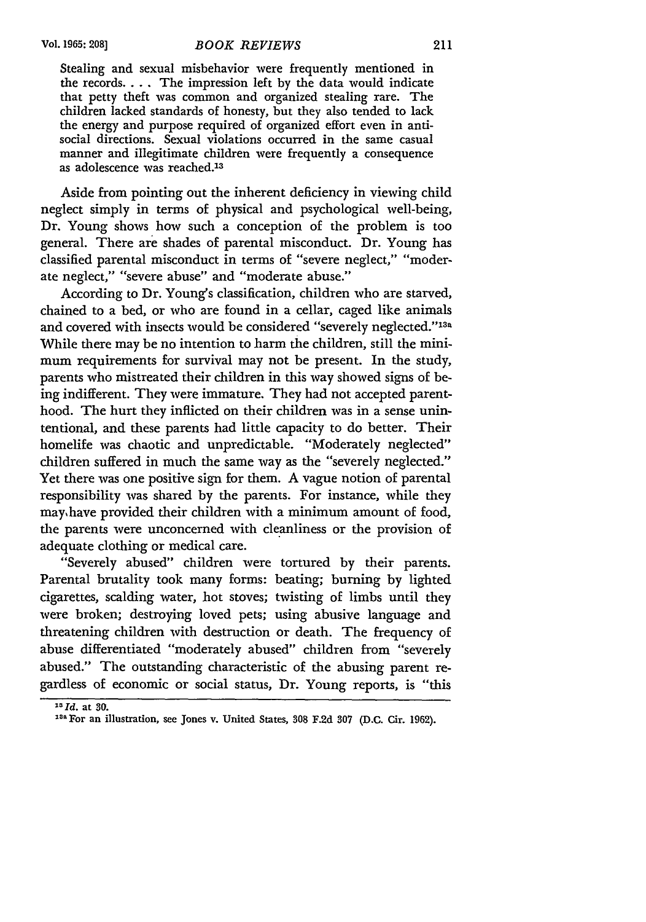> Stealing and sexual misbehavior were frequently mentioned in the records. . . . The impression left by the data would indicate that petty theft was common and organized stealing rare. The children lacked standards of honesty, but they also tended to lack the energy and purpose required of organized effort even in antisocial directions. Sexual violations occurred in the same casual manner and illegitimate children were frequently a consequence as adolescence was reached.[13]

Aside from pointing out the inherent deficiency in viewing child neglect simply in terms of physical and psychological well-being, Dr. Young shows how such a conception of the problem is too general. There are shades of parental misconduct. Dr. Young has classified parental misconduct in terms of "severe neglect," "moderate neglect," "severe abuse" and "moderate abuse."

According to Dr. Young's classification, children who are starved, chained to a bed, or who are found in a cellar, caged like animals and covered with insects would be considered "severely neglected."[13a] While there may be no intention to harm the children, still the minimum requirements for survival may not be present. In the study, parents who mistreated their children in this way showed signs of being indifferent. They were immature. They had not accepted parenthood. The hurt they inflicted on their children was in a sense unintentional, and these parents had little capacity to do better. Their homelife was chaotic and unpredictable. "Moderately neglected" children suffered in much the same way as the "severely neglected." Yet there was one positive sign for them. A vague notion of parental responsibility was shared by the parents. For instance, while they may have provided their children with a minimum amount of food, the parents were unconcerned with cleanliness or the provision of adequate clothing or medical care.

"Severely abused" children were tortured by their parents. Parental brutality took many forms: beating; burning by lighted cigarettes, scalding water, hot stoves; twisting of limbs until they were broken; destroying loved pets; using abusive language and threatening children with destruction or death. The frequency of abuse differentiated "moderately abused" children from "severely abused." The outstanding characteristic of the abusing parent regardless of economic or social status, Dr. Young reports, is "this

---

[13] *Id.* at 30.

[13a] For an illustration, see Jones v. United States, 308 F.2d 307 (D.C. Cir. 1962).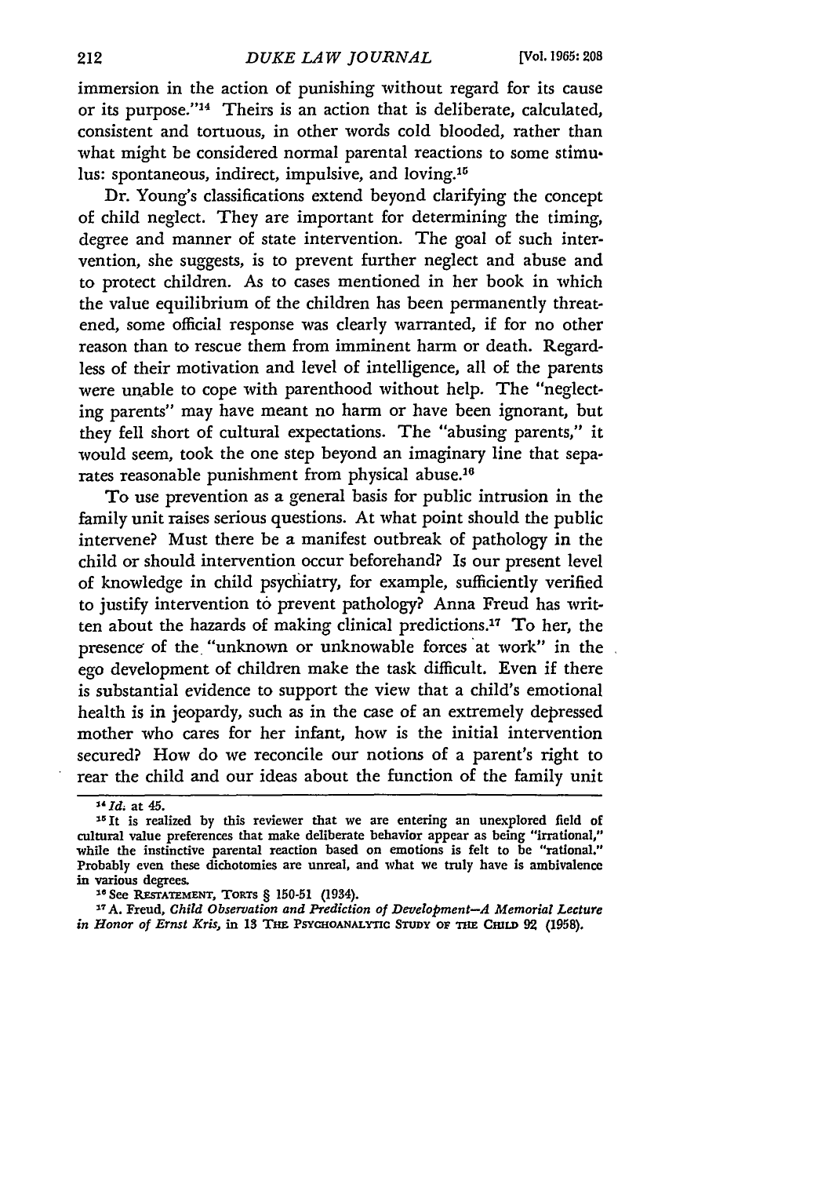immersion in the action of punishing without regard for its cause or its purpose."[14] Theirs is an action that is deliberate, calculated, consistent and tortuous, in other words cold blooded, rather than what might be considered normal parental reactions to some stimulus: spontaneous, indirect, impulsive, and loving.[15]

Dr. Young's classifications extend beyond clarifying the concept of child neglect. They are important for determining the timing, degree and manner of state intervention. The goal of such intervention, she suggests, is to prevent further neglect and abuse and to protect children. As to cases mentioned in her book in which the value equilibrium of the children has been permanently threatened, some official response was clearly warranted, if for no other reason than to rescue them from imminent harm or death. Regardless of their motivation and level of intelligence, all of the parents were unable to cope with parenthood without help. The "neglecting parents" may have meant no harm or have been ignorant, but they fell short of cultural expectations. The "abusing parents," it would seem, took the one step beyond an imaginary line that separates reasonable punishment from physical abuse.[16]

To use prevention as a general basis for public intrusion in the family unit raises serious questions. At what point should the public intervene? Must there be a manifest outbreak of pathology in the child or should intervention occur beforehand? Is our present level of knowledge in child psychiatry, for example, sufficiently verified to justify intervention to prevent pathology? Anna Freud has written about the hazards of making clinical predictions.[17] To her, the presence of the "unknown or unknowable forces at work" in the ego development of children make the task difficult. Even if there is substantial evidence to support the view that a child's emotional health is in jeopardy, such as in the case of an extremely depressed mother who cares for her infant, how is the initial intervention secured? How do we reconcile our notions of a parent's right to rear the child and our ideas about the function of the family unit

---

[14] *Id.* at 45.

[15] It is realized by this reviewer that we are entering an unexplored field of cultural value preferences that make deliberate behavior appear as being "irrational," while the instinctive parental reaction based on emotions is felt to be "rational." Probably even these dichotomies are unreal, and what we truly have is ambivalence in various degrees.

[16] See RESTATEMENT, TORTS § 150-51 (1934).

[17] A. Freud, *Child Observation and Prediction of Development—A Memorial Lecture in Honor of Ernst Kris*, in 13 THE PSYCHOANALYTIC STUDY OF THE CHILD 92 (1958).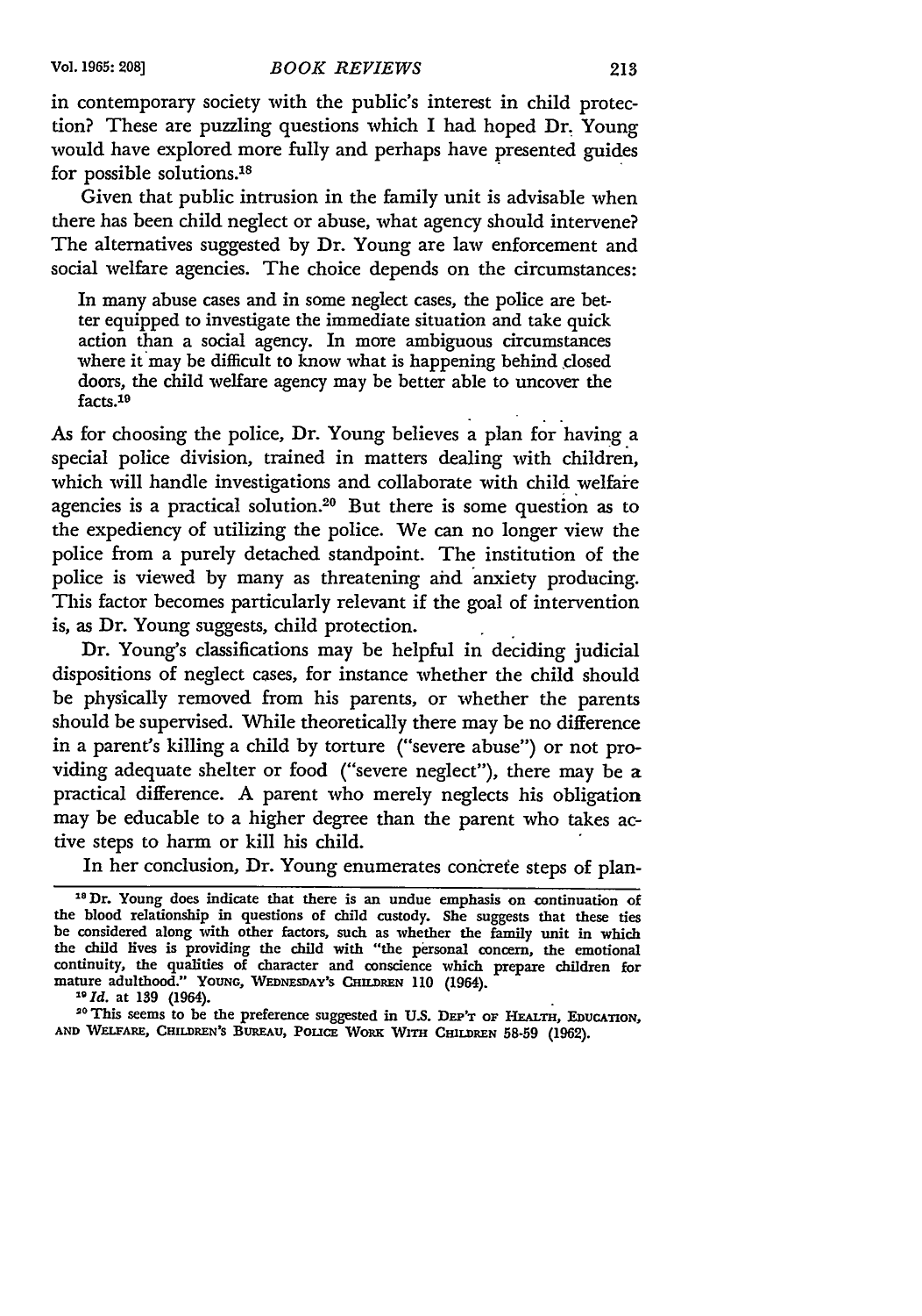in contemporary society with the public's interest in child protection? These are puzzling questions which I had hoped Dr. Young would have explored more fully and perhaps have presented guides for possible solutions.[18]

Given that public intrusion in the family unit is advisable when there has been child neglect or abuse, what agency should intervene? The alternatives suggested by Dr. Young are law enforcement and social welfare agencies. The choice depends on the circumstances:

> In many abuse cases and in some neglect cases, the police are better equipped to investigate the immediate situation and take quick action than a social agency. In more ambiguous circumstances where it may be difficult to know what is happening behind closed doors, the child welfare agency may be better able to uncover the facts.[19]

As for choosing the police, Dr. Young believes a plan for having a special police division, trained in matters dealing with children, which will handle investigations and collaborate with child welfare agencies is a practical solution.[20] But there is some question as to the expediency of utilizing the police. We can no longer view the police from a purely detached standpoint. The institution of the police is viewed by many as threatening and anxiety producing. This factor becomes particularly relevant if the goal of intervention is, as Dr. Young suggests, child protection.

Dr. Young's classifications may be helpful in deciding judicial dispositions of neglect cases, for instance whether the child should be physically removed from his parents, or whether the parents should be supervised. While theoretically there may be no difference in a parent's killing a child by torture ("severe abuse") or not providing adequate shelter or food ("severe neglect"), there may be a practical difference. A parent who merely neglects his obligation may be educable to a higher degree than the parent who takes active steps to harm or kill his child.

In her conclusion, Dr. Young enumerates concrete steps of plan-

---

[18] Dr. Young does indicate that there is an undue emphasis on continuation of the blood relationship in questions of child custody. She suggests that these ties be considered along with other factors, such as whether the family unit in which the child lives is providing the child with "the personal concern, the emotional continuity, the qualities of character and conscience which prepare children for mature adulthood." YOUNG, WEDNESDAY'S CHILDREN 110 (1964).

[19] *Id.* at 139 (1964).

[20] This seems to be the preference suggested in U.S. DEP'T OF HEALTH, EDUCATION, AND WELFARE, CHILDREN'S BUREAU, POLICE WORK WITH CHILDREN 58-59 (1962).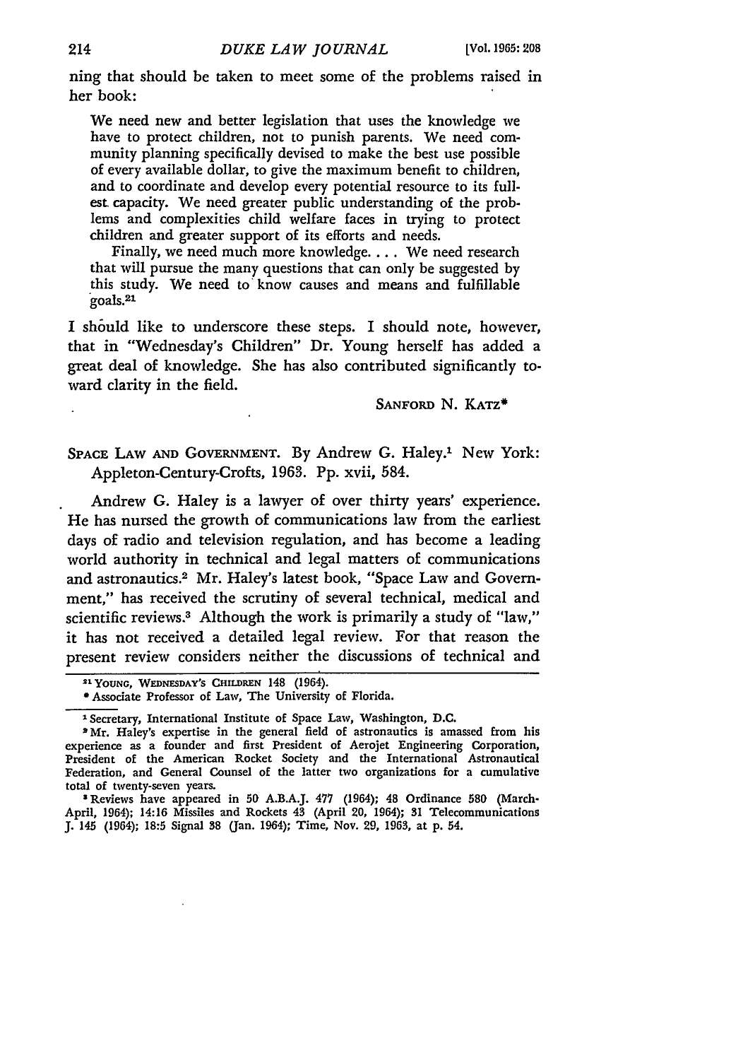ning that should be taken to meet some of the problems raised in her book:

> We need new and better legislation that uses the knowledge we have to protect children, not to punish parents. We need community planning specifically devised to make the best use possible of every available dollar, to give the maximum benefit to children, and to coordinate and develop every potential resource to its fullest capacity. We need greater public understanding of the problems and complexities child welfare faces in trying to protect children and greater support of its efforts and needs.
>
> Finally, we need much more knowledge. . . . We need research that will pursue the many questions that can only be suggested by this study. We need to know causes and means and fulfillable goals.[21]

I should like to underscore these steps. I should note, however, that in "Wednesday's Children" Dr. Young herself has added a great deal of knowledge. She has also contributed significantly toward clarity in the field.

SANFORD N. KATZ*

SPACE LAW AND GOVERNMENT. By Andrew G. Haley.[1] New York: Appleton-Century-Crofts, 1963. Pp. xvii, 584.

Andrew G. Haley is a lawyer of over thirty years' experience. He has nursed the growth of communications law from the earliest days of radio and television regulation, and has become a leading world authority in technical and legal matters of communications and astronautics.[2] Mr. Haley's latest book, "Space Law and Government," has received the scrutiny of several technical, medical and scientific reviews.[3] Although the work is primarily a study of "law," it has not received a detailed legal review. For that reason the present review considers neither the discussions of technical and

---

[21] YOUNG, WEDNESDAY'S CHILDREN 148 (1964).

* Associate Professor of Law, The University of Florida.

[1] Secretary, International Institute of Space Law, Washington, D.C.

[2] Mr. Haley's expertise in the general field of astronautics is amassed from his experience as a founder and first President of Aerojet Engineering Corporation, President of the American Rocket Society and the International Astronautical Federation, and General Counsel of the latter two organizations for a cumulative total of twenty-seven years.

[3] Reviews have appeared in 50 A.B.A.J. 477 (1964); 48 Ordinance 580 (March-April, 1964); 14:16 Missiles and Rockets 43 (April 20, 1964); 31 Telecommunications J. 145 (1964); 18:5 Signal 38 (Jan. 1964); Time, Nov. 29, 1963, at p. 54.